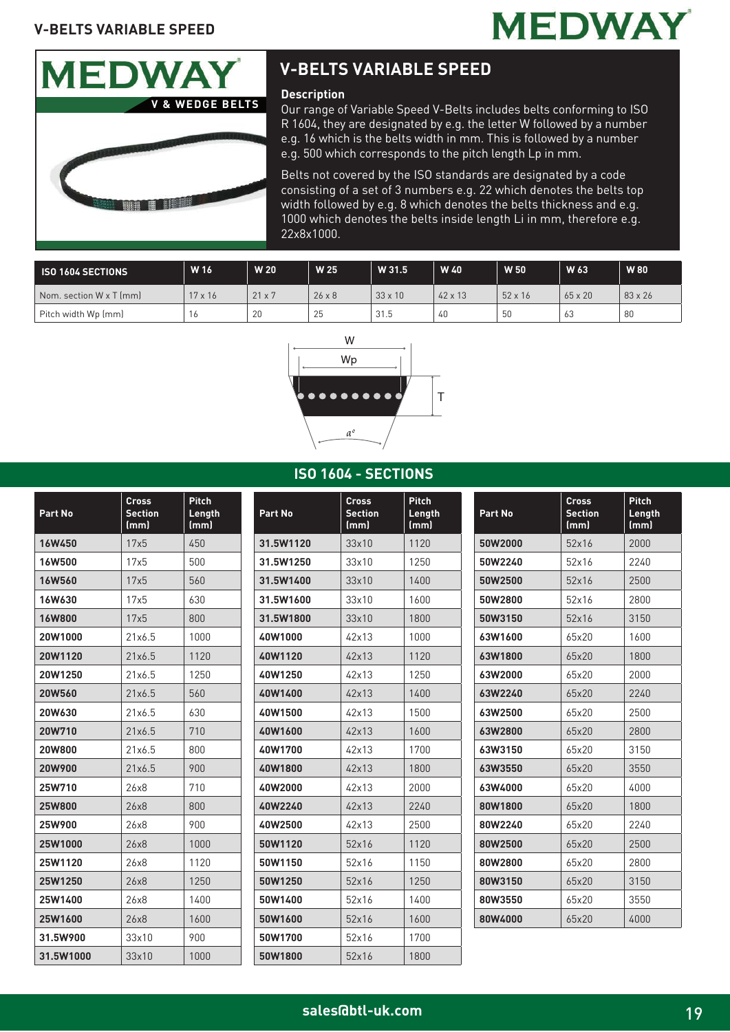# V-BELTS VARIABLE SPEED

MEDWAY

V & WEDGE BELTS

## V-BELTS VARIABLE SPEED

### Description

Our range of Variable Speed V-Belts includes belts conforming to ISO R 1604, they are designated by e.g. the letter W followed by a number e.g. 16 which is the belts width in mm. This is followed by a number e.g. 500 which corresponds to the pitch length Lp in mm.

Belts not covered by the ISO standards are designated by a code consisting of a set of 3 numbers e.g. 22 which denotes the belts top width followed by e.g. 8 which denotes the belts thickness and e.g. 1000 which denotes the belts inside length Li in mm, therefore e.g. 22x8x1000.

| ISO 1604 SECTIONS | W 16 | W 20 | W 25 | W 31.5 | W 40 | W 50 | W 63 | W 80 |
|---|---|---|---|---|---|---|---|---|
| Nom. section W x T (mm) | 17 x 16 | 21 x 7 | 26 x 8 | 33 x 10 | 42 x 13 | 52 x 16 | 65 x 20 | 83 x 26 |
| Pitch width Wp (mm) | 16 | 20 | 25 | 31.5 | 40 | 50 | 63 | 80 |

W

Wp

T

$a°$

## ISO 1604 - SECTIONS

| Part No | Cross Section (mm) | Pitch Length (mm) |
|---|---|---|
| **16W450** | 17x5 | 450 |
| **16W500** | 17x5 | 500 |
| **16W560** | 17x5 | 560 |
| **16W630** | 17x5 | 630 |
| **16W800** | 17x5 | 800 |
| **20W1000** | 21x6.5 | 1000 |
| **20W1120** | 21x6.5 | 1120 |
| **20W1250** | 21x6.5 | 1250 |
| **20W560** | 21x6.5 | 560 |
| **20W630** | 21x6.5 | 630 |
| **20W710** | 21x6.5 | 710 |
| **20W800** | 21x6.5 | 800 |
| **20W900** | 21x6.5 | 900 |
| **25W710** | 26x8 | 710 |
| **25W800** | 26x8 | 800 |
| **25W900** | 26x8 | 900 |
| **25W1000** | 26x8 | 1000 |
| **25W1120** | 26x8 | 1120 |
| **25W1250** | 26x8 | 1250 |
| **25W1400** | 26x8 | 1400 |
| **25W1600** | 26x8 | 1600 |
| **31.5W900** | 33x10 | 900 |
| **31.5W1000** | 33x10 | 1000 |
| **31.5W1120** | 33x10 | 1120 |
| **31.5W1250** | 33x10 | 1250 |
| **31.5W1400** | 33x10 | 1400 |
| **31.5W1600** | 33x10 | 1600 |
| **31.5W1800** | 33x10 | 1800 |
| **40W1000** | 42x13 | 1000 |
| **40W1120** | 42x13 | 1120 |
| **40W1250** | 42x13 | 1250 |
| **40W1400** | 42x13 | 1400 |
| **40W1500** | 42x13 | 1500 |
| **40W1600** | 42x13 | 1600 |
| **40W1700** | 42x13 | 1700 |
| **40W1800** | 42x13 | 1800 |
| **40W2000** | 42x13 | 2000 |
| **40W2240** | 42x13 | 2240 |
| **40W2500** | 42x13 | 2500 |
| **50W1120** | 52x16 | 1120 |
| **50W1150** | 52x16 | 1150 |
| **50W1250** | 52x16 | 1250 |
| **50W1400** | 52x16 | 1400 |
| **50W1600** | 52x16 | 1600 |
| **50W1700** | 52x16 | 1700 |
| **50W1800** | 52x16 | 1800 |
| **50W2000** | 52x16 | 2000 |
| **50W2240** | 52x16 | 2240 |
| **50W2500** | 52x16 | 2500 |
| **50W2800** | 52x16 | 2800 |
| **50W3150** | 52x16 | 3150 |
| **63W1600** | 65x20 | 1600 |
| **63W1800** | 65x20 | 1800 |
| **63W2000** | 65x20 | 2000 |
| **63W2240** | 65x20 | 2240 |
| **63W2500** | 65x20 | 2500 |
| **63W2800** | 65x20 | 2800 |
| **63W3150** | 65x20 | 3150 |
| **63W3550** | 65x20 | 3550 |
| **63W4000** | 65x20 | 4000 |
| **80W1800** | 65x20 | 1800 |
| **80W2240** | 65x20 | 2240 |
| **80W2500** | 65x20 | 2500 |
| **80W2800** | 65x20 | 2800 |
| **80W3150** | 65x20 | 3150 |
| **80W3550** | 65x20 | 3550 |
| **80W4000** | 65x20 | 4000 |

**sales@btl-uk.com**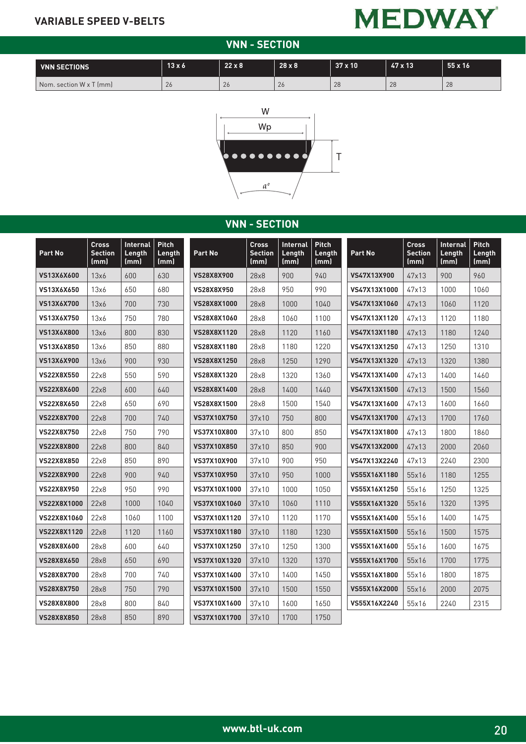VARIABLE SPEED V-BELTS

## VNN - SECTION

| VNN SECTIONS | 13 x 6 | 22 x 8 | 28 x 8 | 37 x 10 | 47 x 13 | 55 x 16 |
|---|---|---|---|---|---|---|
| Nom. section W x T (mm) | 26 | 26 | 26 | 28 | 28 | 28 |

W

Wp

T

$a^{\circ}$

## VNN - SECTION

| Part No | Cross Section (mm) | Internal Length (mm) | Pitch Length (mm) |
|---|---|---|---|
| VS13X6X600 | 13x6 | 600 | 630 |
| VS13X6X650 | 13x6 | 650 | 680 |
| VS13X6X700 | 13x6 | 700 | 730 |
| VS13X6X750 | 13x6 | 750 | 780 |
| VS13X6X800 | 13x6 | 800 | 830 |
| VS13X6X850 | 13x6 | 850 | 880 |
| VS13X6X900 | 13x6 | 900 | 930 |
| VS22X8X550 | 22x8 | 550 | 590 |
| VS22X8X600 | 22x8 | 600 | 640 |
| VS22X8X650 | 22x8 | 650 | 690 |
| VS22X8X700 | 22x8 | 700 | 740 |
| VS22X8X750 | 22x8 | 750 | 790 |
| VS22X8X800 | 22x8 | 800 | 840 |
| VS22X8X850 | 22x8 | 850 | 890 |
| VS22X8X900 | 22x8 | 900 | 940 |
| VS22X8X950 | 22x8 | 950 | 990 |
| VS22X8X1000 | 22x8 | 1000 | 1040 |
| VS22X8X1060 | 22x8 | 1060 | 1100 |
| VS22X8X1120 | 22x8 | 1120 | 1160 |
| VS28X8X600 | 28x8 | 600 | 640 |
| VS28X8X650 | 28x8 | 650 | 690 |
| VS28X8X700 | 28x8 | 700 | 740 |
| VS28X8X750 | 28x8 | 750 | 790 |
| VS28X8X800 | 28x8 | 800 | 840 |
| VS28X8X850 | 28x8 | 850 | 890 |
| VS28X8X900 | 28x8 | 900 | 940 |
| VS28X8X950 | 28x8 | 950 | 990 |
| VS28X8X1000 | 28x8 | 1000 | 1040 |
| VS28X8X1060 | 28x8 | 1060 | 1100 |
| VS28X8X1120 | 28x8 | 1120 | 1160 |
| VS28X8X1180 | 28x8 | 1180 | 1220 |
| VS28X8X1250 | 28x8 | 1250 | 1290 |
| VS28X8X1320 | 28x8 | 1320 | 1360 |
| VS28X8X1400 | 28x8 | 1400 | 1440 |
| VS28X8X1500 | 28x8 | 1500 | 1540 |
| VS37X10X750 | 37x10 | 750 | 800 |
| VS37X10X800 | 37x10 | 800 | 850 |
| VS37X10X850 | 37x10 | 850 | 900 |
| VS37X10X900 | 37x10 | 900 | 950 |
| VS37X10X950 | 37x10 | 950 | 1000 |
| VS37X10X1000 | 37x10 | 1000 | 1050 |
| VS37X10X1060 | 37x10 | 1060 | 1110 |
| VS37X10X1120 | 37x10 | 1120 | 1170 |
| VS37X10X1180 | 37x10 | 1180 | 1230 |
| VS37X10X1250 | 37x10 | 1250 | 1300 |
| VS37X10X1320 | 37x10 | 1320 | 1370 |
| VS37X10X1400 | 37x10 | 1400 | 1450 |
| VS37X10X1500 | 37x10 | 1500 | 1550 |
| VS37X10X1600 | 37x10 | 1600 | 1650 |
| VS37X10X1700 | 37x10 | 1700 | 1750 |
| VS47X13X900 | 47x13 | 900 | 960 |
| VS47X13X1000 | 47x13 | 1000 | 1060 |
| VS47X13X1060 | 47x13 | 1060 | 1120 |
| VS47X13X1120 | 47x13 | 1120 | 1180 |
| VS47X13X1180 | 47x13 | 1180 | 1240 |
| VS47X13X1250 | 47x13 | 1250 | 1310 |
| VS47X13X1320 | 47x13 | 1320 | 1380 |
| VS47X13X1400 | 47x13 | 1400 | 1460 |
| VS47X13X1500 | 47x13 | 1500 | 1560 |
| VS47X13X1600 | 47x13 | 1600 | 1660 |
| VS47X13X1700 | 47x13 | 1700 | 1760 |
| VS47X13X1800 | 47x13 | 1800 | 1860 |
| VS47X13X2000 | 47x13 | 2000 | 2060 |
| VS47X13X2240 | 47x13 | 2240 | 2300 |
| VS55X16X1180 | 55x16 | 1180 | 1255 |
| VS55X16X1250 | 55x16 | 1250 | 1325 |
| VS55X16X1320 | 55x16 | 1320 | 1395 |
| VS55X16X1400 | 55x16 | 1400 | 1475 |
| VS55X16X1500 | 55x16 | 1500 | 1575 |
| VS55X16X1600 | 55x16 | 1600 | 1675 |
| VS55X16X1700 | 55x16 | 1700 | 1775 |
| VS55X16X1800 | 55x16 | 1800 | 1875 |
| VS55X16X2000 | 55x16 | 2000 | 2075 |
| VS55X16X2240 | 55x16 | 2240 | 2315 |

www.btl-uk.com